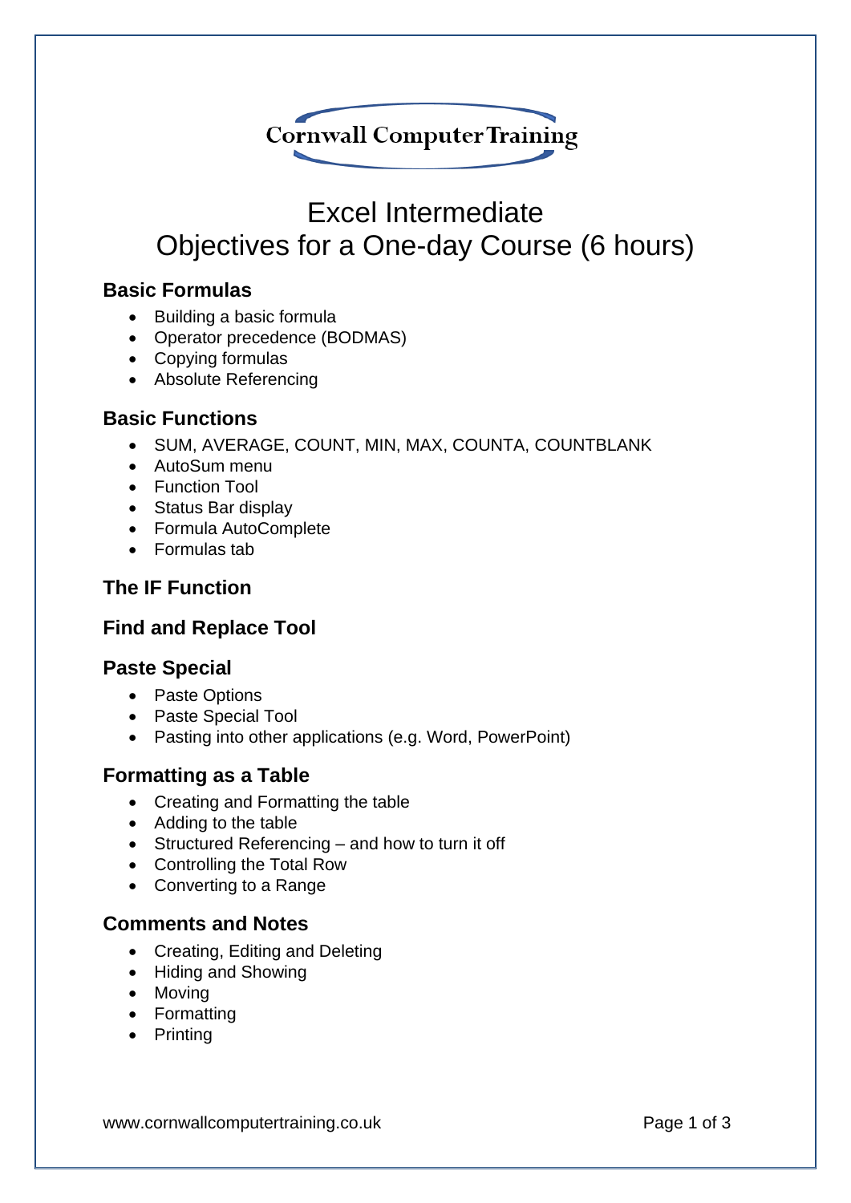Cornwall Computer Training

# Excel Intermediate
# Objectives for a One-day Course (6 hours)

## Basic Formulas

- Building a basic formula
- Operator precedence (BODMAS)
- Copying formulas
- Absolute Referencing

## Basic Functions

- SUM, AVERAGE, COUNT, MIN, MAX, COUNTA, COUNTBLANK
- AutoSum menu
- Function Tool
- Status Bar display
- Formula AutoComplete
- Formulas tab

## The IF Function

## Find and Replace Tool

## Paste Special

- Paste Options
- Paste Special Tool
- Pasting into other applications (e.g. Word, PowerPoint)

## Formatting as a Table

- Creating and Formatting the table
- Adding to the table
- Structured Referencing – and how to turn it off
- Controlling the Total Row
- Converting to a Range

## Comments and Notes

- Creating, Editing and Deleting
- Hiding and Showing
- Moving
- Formatting
- Printing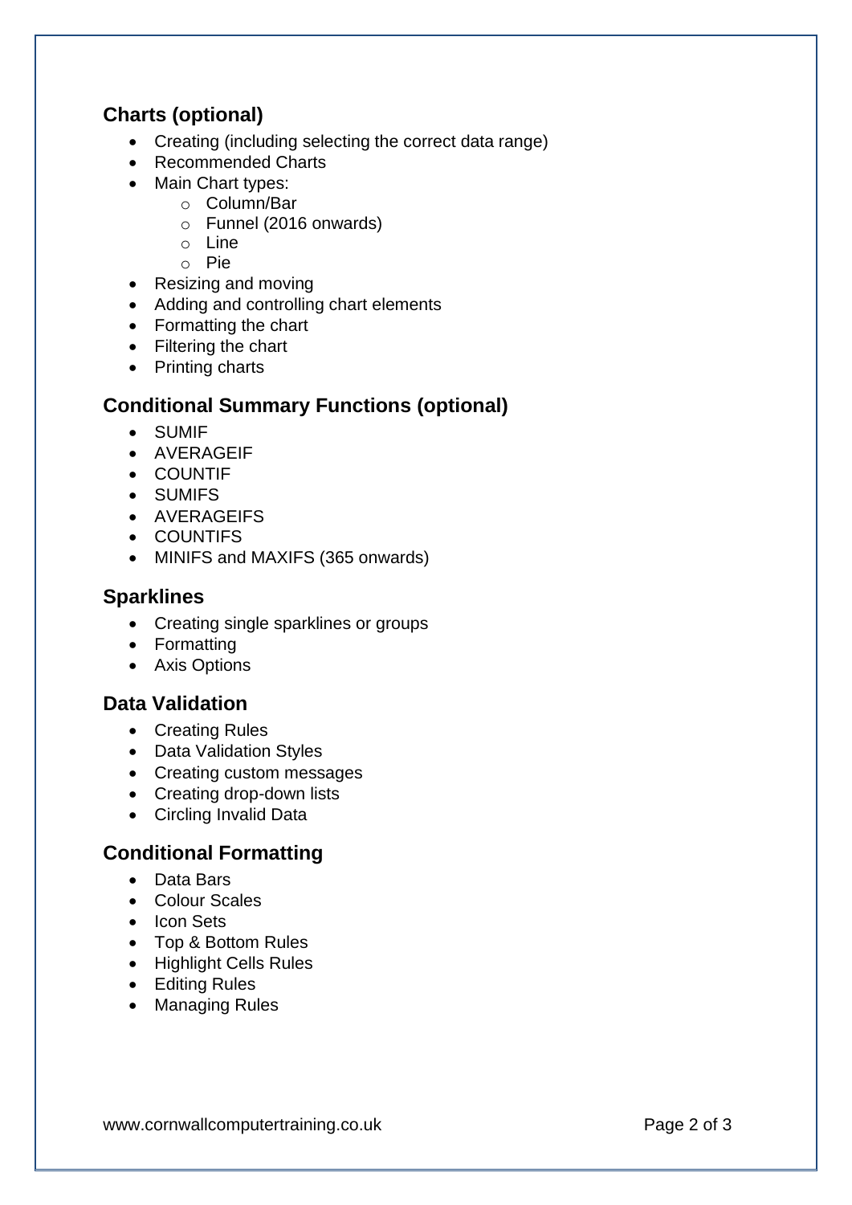## Charts (optional)

- Creating (including selecting the correct data range)
- Recommended Charts
- Main Chart types:
  - Column/Bar
  - Funnel (2016 onwards)
  - Line
  - Pie
- Resizing and moving
- Adding and controlling chart elements
- Formatting the chart
- Filtering the chart
- Printing charts

## Conditional Summary Functions (optional)

- SUMIF
- AVERAGEIF
- COUNTIF
- SUMIFS
- AVERAGEIFS
- COUNTIFS
- MINIFS and MAXIFS (365 onwards)

## Sparklines

- Creating single sparklines or groups
- Formatting
- Axis Options

## Data Validation

- Creating Rules
- Data Validation Styles
- Creating custom messages
- Creating drop-down lists
- Circling Invalid Data

## Conditional Formatting

- Data Bars
- Colour Scales
- Icon Sets
- Top & Bottom Rules
- Highlight Cells Rules
- Editing Rules
- Managing Rules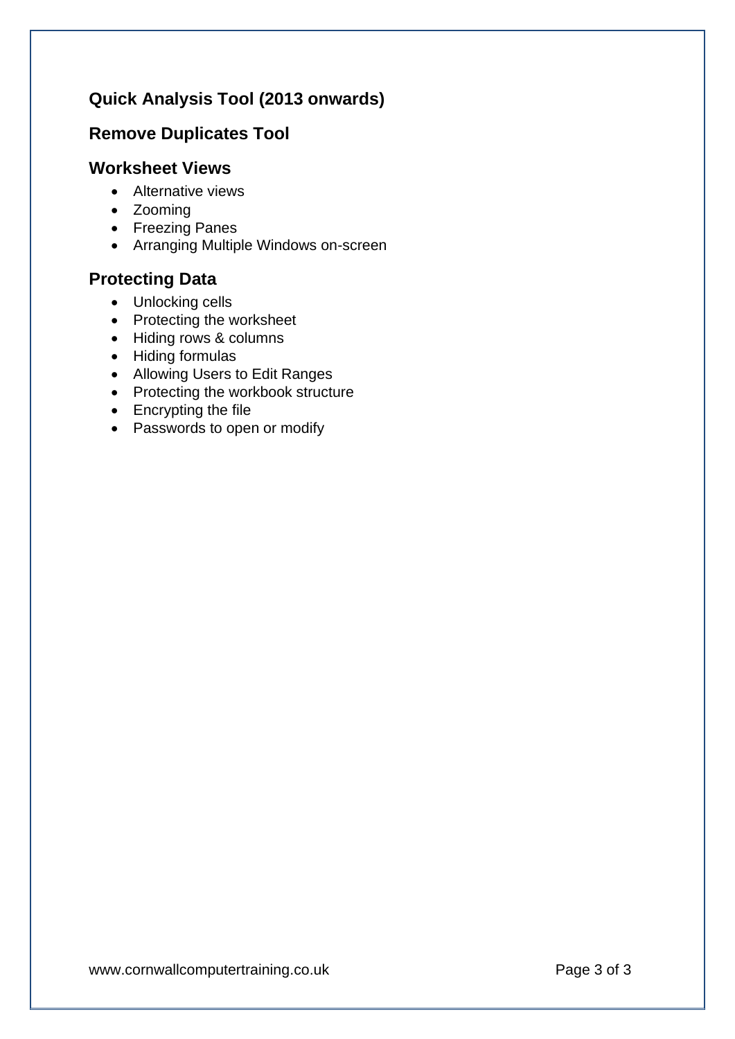### Quick Analysis Tool (2013 onwards)

### Remove Duplicates Tool

### Worksheet Views

- Alternative views
- Zooming
- Freezing Panes
- Arranging Multiple Windows on-screen

### Protecting Data

- Unlocking cells
- Protecting the worksheet
- Hiding rows & columns
- Hiding formulas
- Allowing Users to Edit Ranges
- Protecting the workbook structure
- Encrypting the file
- Passwords to open or modify